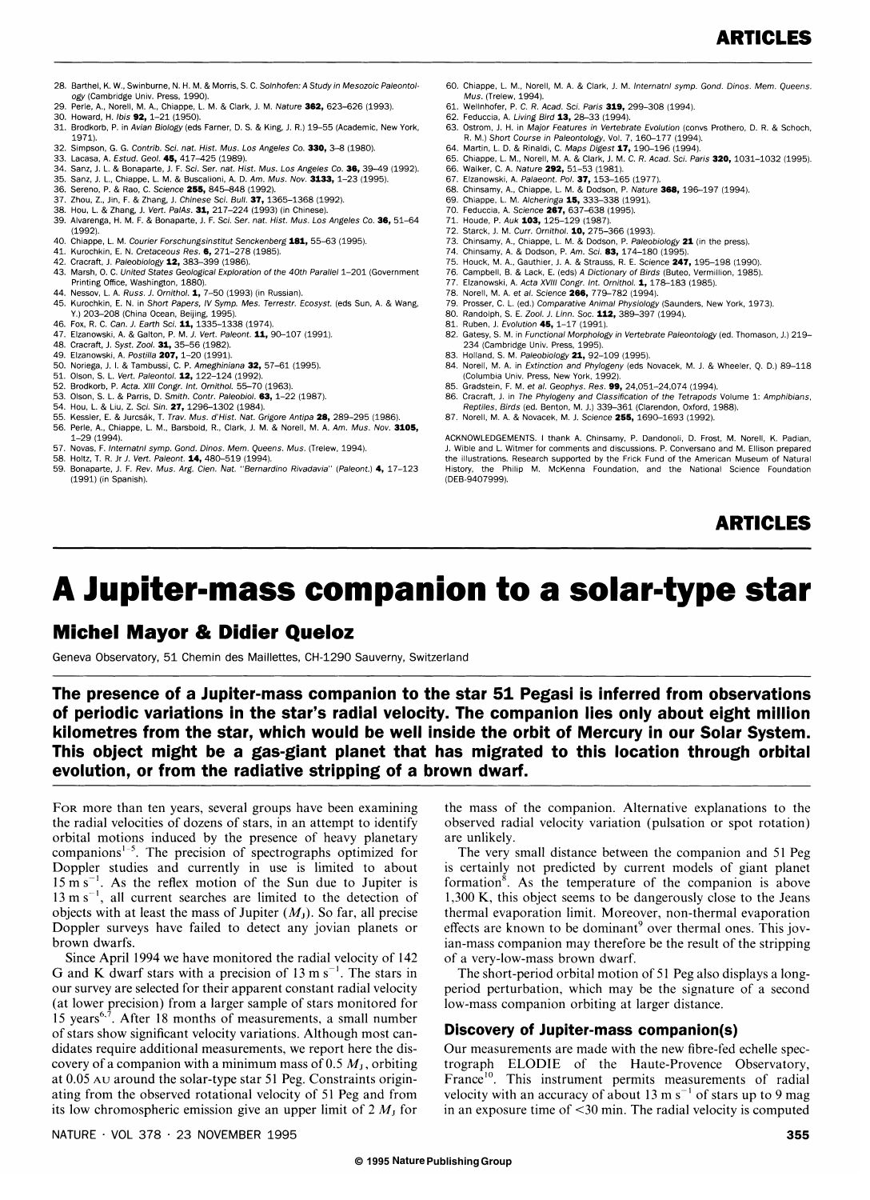28. Barthel, K. W., Swinburne, N. H. M. & Morris, S. C. *Solnhofen: A Study in Mesozoic Paleontology* (Cambridge Univ. Press, 1990).
29. Perle, A., Norell, M. A., Chiappe, L. M. & Clark, J. M. *Nature* **362**, 623–626 (1993).
30. Howard, H. *Ibis* **92**, 1–21 (1950).
31. Brodkorb, P. in *Avian Biology* (eds Farner, D. S. & King, J. R.) 19–55 (Academic, New York, 1971).
32. Simpson, G. G. *Contrib. Sci. nat. Hist. Mus. Los Angeles Co.* **330**, 3–8 (1980).
33. Lacasa, A. *Estud. Geol.* **45**, 417–425 (1989).
34. Sanz, J. L. & Bonaparte, J. F. *Sci. Ser. nat. Hist. Mus. Los Angeles Co.* **36**, 39–49 (1992).
35. Sanz, J. L., Chiappe, L. M. & Buscalioni, A. D. *Am. Mus. Nov.* **3133**, 1–23 (1995).
36. Sereno, P. & Rao, C. *Science* **255**, 845–848 (1992).
37. Zhou, Z., Jin, F. & Zhang, J. *Chinese Sci. Bull.* **37**, 1365–1368 (1992).
38. Hou, L. & Zhang, J. *Vert. PalAs.* **31**, 217–224 (1993) (in Chinese).
39. Alvarenga, H. M. F. & Bonaparte, J. F. *Sci. Ser. nat. Hist. Mus. Los Angeles Co.* **36**, 51–64 (1992).
40. Chiappe, L. M. *Courier Forschungsinstitut Senckenberg* **181**, 55–63 (1995).
41. Kurochkin, E. N. *Cretaceous Res.* **6**, 271–278 (1985).
42. Cracraft, J. *Paleobiology* **12**, 383–399 (1986).
43. Marsh, O. C. *United States Geological Exploration of the 40th Parallel* 1–201 (Government Printing Office, Washington, 1880).
44. Nessov, L. A. *Russ. J. Ornithol.* **1**, 7–50 (1993) (in Russian).
45. Kurochkin, E. N. in *Short Papers, IV Symp. Mes. Terrestr. Ecosyst.* (eds Sun, A. & Wang, Y.) 203–208 (China Ocean, Beijing, 1995).
46. Fox, R. C. *Can. J. Earth Sci.* **11**, 1335–1338 (1974).
47. Elzanowski, A. & Galton, P. M. *J. Vert. Paleont.* **11**, 90–107 (1991).
48. Cracraft, J. *Syst. Zool.* **31**, 35–56 (1982).
49. Elzanowski, A. *Postilla* **207**, 1–20 (1991).
50. Noriega, J. I. & Tambussi, C. P. *Ameghiniana* **32**, 57–61 (1995).
51. Olson, S. L. *Vert. Paleontol.* **12**, 122–124 (1992).
52. Brodkorb, P. *Acta. XIII Congr. Int. Ornithol.* 55–70 (1963).
53. Olson, S. L. & Parris, D. *Smith. Contr. Paleobiol.* **63**, 1–22 (1987).
54. Hou, L. & Liu, Z. *Sci. Sin.* **27**, 1296–1302 (1984).
55. Kessler, E. & Jurcsák, T. *Trav. Mus. d'Hist. Nat. Grigore Antipa* **28**, 289–295 (1986).
56. Perle, A., Chiappe, L. M., Barsbold, R., Clark, J. M. & Norell, M. A. *Am. Mus. Nov.* **3105**, 1–29 (1994).
57. Novas, F. *Internatnl symp. Gond. Dinos. Mem. Queens. Mus.* (Trelew, 1994).
58. Holtz, T. R. Jr *J. Vert. Paleont.* **14**, 480–519 (1994).
59. Bonaparte, J. F. *Rev. Mus. Arg. Cien. Nat. "Bernardino Rivadavia" (Paleont.)* **4**, 17–123 (1991) (in Spanish).
60. Chiappe, L. M., Norell, M. A. & Clark, J. M. *Internatnl symp. Gond. Dinos. Mem. Queens. Mus.* (Trelew, 1994).
61. Wellnhofer, P. *C. R. Acad. Sci. Paris* **319**, 299–308 (1994).
62. Feduccia, A. *Living Bird* **13**, 28–33 (1994).
63. Ostrom, J. H. in *Major Features in Vertebrate Evolution* (convs Prothero, D. R. & Schoch, R. M.) *Short Course in Paleontology*, Vol. 7, 160–177 (1994).
64. Martin, L. D. & Rinaldi, C. *Maps Digest* **17**, 190–196 (1994).
65. Chiappe, L. M., Norell, M. A. & Clark, J. M. *C. R. Acad. Sci. Paris* **320**, 1031–1032 (1995).
66. Walker, C. A. *Nature* **292**, 51–53 (1981).
67. Elzanowski, A. *Palaeont. Pol.* **37**, 153–165 (1977).
68. Chinsamy, A., Chiappe, L. M. & Dodson, P. *Nature* **368**, 196–197 (1994).
69. Chiappe, L. M. *Alcheringa* **15**, 333–338 (1991).
70. Feduccia, A. *Science* **267**, 637–638 (1995).
71. Houde, P. *Auk* **103**, 125–129 (1987).
72. Starck, J. M. *Curr. Ornithol.* **10**, 275–366 (1993).
73. Chinsamy, A., Chiappe, L. M. & Dodson, P. *Paleobiology* **21** (in the press).
74. Chinsamy, A. & Dodson, P. *Am. Sci.* **83**, 174–180 (1995).
75. Houck, M. A., Gauthier, J. A. & Strauss, R. E. *Science* **247**, 195–198 (1990).
76. Campbell, B. & Lack, E. (eds) *A Dictionary of Birds* (Buteo, Vermillion, 1985).
77. Elzanowski, A. *Acta XVIII Congr. Int. Ornithol.* **1**, 178–183 (1985).
78. Norell, M. A. *et al. Science* **266**, 779–782 (1994).
79. Prosser, C. L. (ed.) *Comparative Animal Physiology* (Saunders, New York, 1973).
80. Randolph, S. E. *Zool. J. Linn. Soc.* **112**, 389–397 (1994).
81. Ruben, J. *Evolution* **45**, 1–17 (1991).
82. Gatesy, S. M. in *Functional Morphology in Vertebrate Paleontology* (ed. Thomason, J.) 219–234 (Cambridge Univ. Press, 1995).
83. Holland, S. M. *Paleobiology* **21**, 92–109 (1995).
84. Norell, M. A. in *Extinction and Phylogeny* (eds Novacek, M. J. & Wheeler, Q. D.) 89–118 (Columbia Univ. Press, New York, 1992).
85. Gradstein, F. M. *et al. Geophys. Res.* **99**, 24,051–24,074 (1994).
86. Cracraft, J. in *The Phylogeny and Classification of the Tetrapods* Volume 1: *Amphibians, Reptiles, Birds* (ed. Benton, M. J.) 339–361 (Clarendon, Oxford, 1988).
87. Norell, M. A. & Novacek, M. J. *Science* **255**, 1690–1693 (1992).

ACKNOWLEDGEMENTS. I thank A. Chinsamy, P. Dandonoli, D. Frost, M. Norell, K. Padian, J. Wible and L. Witmer for comments and discussions. P. Conversano and M. Ellison prepared the illustrations. Research supported by the Frick Fund of the American Museum of Natural History, the Philip M. McKenna Foundation, and the National Science Foundation (DEB-9407999).

# A Jupiter-mass companion to a solar-type star

**Michel Mayor & Didier Queloz**

Geneva Observatory, 51 Chemin des Maillettes, CH-1290 Sauverny, Switzerland

**The presence of a Jupiter-mass companion to the star 51 Pegasi is inferred from observations of periodic variations in the star's radial velocity. The companion lies only about eight million kilometres from the star, which would be well inside the orbit of Mercury in our Solar System. This object might be a gas-giant planet that has migrated to this location through orbital evolution, or from the radiative stripping of a brown dwarf.**

For more than ten years, several groups have been examining the radial velocities of dozens of stars, in an attempt to identify orbital motions induced by the presence of heavy planetary companions[1–5]. The precision of spectrographs optimized for Doppler studies and currently in use is limited to about $15\ \mathrm{m\,s^{-1}}$. As the reflex motion of the Sun due to Jupiter is $13\ \mathrm{m\,s^{-1}}$, all current searches are limited to the detection of objects with at least the mass of Jupiter ($M_J$). So far, all precise Doppler surveys have failed to detect any jovian planets or brown dwarfs.

Since April 1994 we have monitored the radial velocity of 142 G and K dwarf stars with a precision of $13\ \mathrm{m\,s^{-1}}$. The stars in our survey are selected for their apparent constant radial velocity (at lower precision) from a larger sample of stars monitored for 15 years[6,7]. After 18 months of measurements, a small number of stars show significant velocity variations. Although most candidates require additional measurements, we report here the discovery of a companion with a minimum mass of $0.5\ M_J$, orbiting at 0.05 AU around the solar-type star 51 Peg. Constraints originating from the observed rotational velocity of 51 Peg and from its low chromospheric emission give an upper limit of $2\ M_J$ for the mass of the companion. Alternative explanations to the observed radial velocity variation (pulsation or spot rotation) are unlikely.

The very small distance between the companion and 51 Peg is certainly not predicted by current models of giant planet formation[8]. As the temperature of the companion is above 1,300 K, this object seems to be dangerously close to the Jeans thermal evaporation limit. Moreover, non-thermal evaporation effects are known to be dominant[9] over thermal ones. This jovian-mass companion may therefore be the result of the stripping of a very-low-mass brown dwarf.

The short-period orbital motion of 51 Peg also displays a long-period perturbation, which may be the signature of a second low-mass companion orbiting at larger distance.

## Discovery of Jupiter-mass companion(s)

Our measurements are made with the new fibre-fed echelle spectrograph ELODIE of the Haute-Provence Observatory, France[10]. This instrument permits measurements of radial velocity with an accuracy of about $13\ \mathrm{m\,s^{-1}}$ of stars up to 9 mag in an exposure time of <30 min. The radial velocity is computed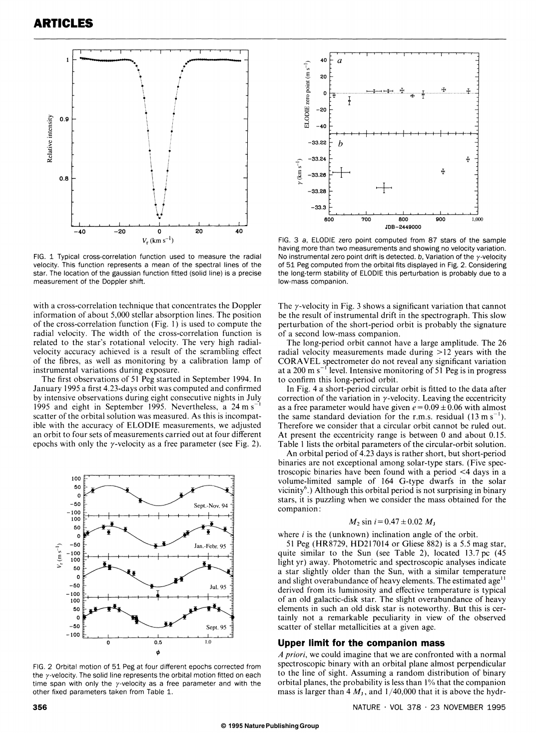FIG. 1 Typical cross-correlation function used to measure the radial velocity. This function represents a mean of the spectral lines of the star. The location of the gaussian function fitted (solid line) is a precise measurement of the Doppler shift.

FIG. 3 *a*, ELODIE zero point computed from 87 stars of the sample having more than two measurements and showing no velocity variation. No instrumental zero point drift is detected. *b*, Variation of the $\gamma$-velocity of 51 Peg computed from the orbital fits displayed in Fig. 2. Considering the long-term stability of ELODIE this perturbation is probably due to a low-mass companion.

with a cross-correlation technique that concentrates the Doppler information of about 5,000 stellar absorption lines. The position of the cross-correlation function (Fig. 1) is used to compute the radial velocity. The width of the cross-correlation function is related to the star's rotational velocity. The very high radial-velocity accuracy achieved is a result of the scrambling effect of the fibres, as well as monitoring by a calibration lamp of instrumental variations during exposure.

The first observations of 51 Peg started in September 1994. In January 1995 a first 4.23-days orbit was computed and confirmed by intensive observations during eight consecutive nights in July 1995 and eight in September 1995. Nevertheless, a $24\ \mathrm{m\ s^{-1}}$ scatter of the orbital solution was measured. As this is incompatible with the accuracy of ELODIE measurements, we adjusted an orbit to four sets of measurements carried out at four different epochs with only the $\gamma$-velocity as a free parameter (see Fig. 2).

FIG. 2 Orbital motion of 51 Peg at four different epochs corrected from the $\gamma$-velocity. The solid line represents the orbital motion fitted on each time span with only the $\gamma$-velocity as a free parameter and with the other fixed parameters taken from Table 1.

The $\gamma$-velocity in Fig. 3 shows a significant variation that cannot be the result of instrumental drift in the spectrograph. This slow perturbation of the short-period orbit is probably the signature of a second low-mass companion.

The long-period orbit cannot have a large amplitude. The 26 radial velocity measurements made during >12 years with the CORAVEL spectrometer do not reveal any significant variation at a $200\ \mathrm{m\ s^{-1}}$ level. Intensive monitoring of 51 Peg is in progress to confirm this long-period orbit.

In Fig. 4 a short-period circular orbit is fitted to the data after correction of the variation in $\gamma$-velocity. Leaving the eccentricity as a free parameter would have given $e = 0.09 \pm 0.06$ with almost the same standard deviation for the r.m.s. residual ($13\ \mathrm{m\ s^{-1}}$). Therefore we consider that a circular orbit cannot be ruled out. At present the eccentricity range is between 0 and about 0.15. Table 1 lists the orbital parameters of the circular-orbit solution.

An orbital period of 4.23 days is rather short, but short-period binaries are not exceptional among solar-type stars. (Five spectroscopic binaries have been found with a period <4 days in a volume-limited sample of 164 G-type dwarfs in the solar vicinity[6].) Although this orbital period is not surprising in binary stars, it is puzzling when we consider the mass obtained for the companion:

$$M_2 \sin i = 0.47 \pm 0.02\ M_J$$

where $i$ is the (unknown) inclination angle of the orbit.

51 Peg (HR8729, HD217014 or Gliese 882) is a 5.5 mag star, quite similar to the Sun (see Table 2), located 13.7 pc (45 light yr) away. Photometric and spectroscopic analyses indicate a star slightly older than the Sun, with a similar temperature and slight overabundance of heavy elements. The estimated age[11] derived from its luminosity and effective temperature is typical of an old galactic-disk star. The slight overabundance of heavy elements in such an old disk star is noteworthy. But this is certainly not a remarkable peculiarity in view of the observed scatter of stellar metallicities at a given age.

## Upper limit for the companion mass

*A priori*, we could imagine that we are confronted with a normal spectroscopic binary with an orbital plane almost perpendicular to the line of sight. Assuming a random distribution of binary orbital planes, the probability is less than 1% that the companion mass is larger than $4\ M_J$, and 1/40,000 that it is above the hydr-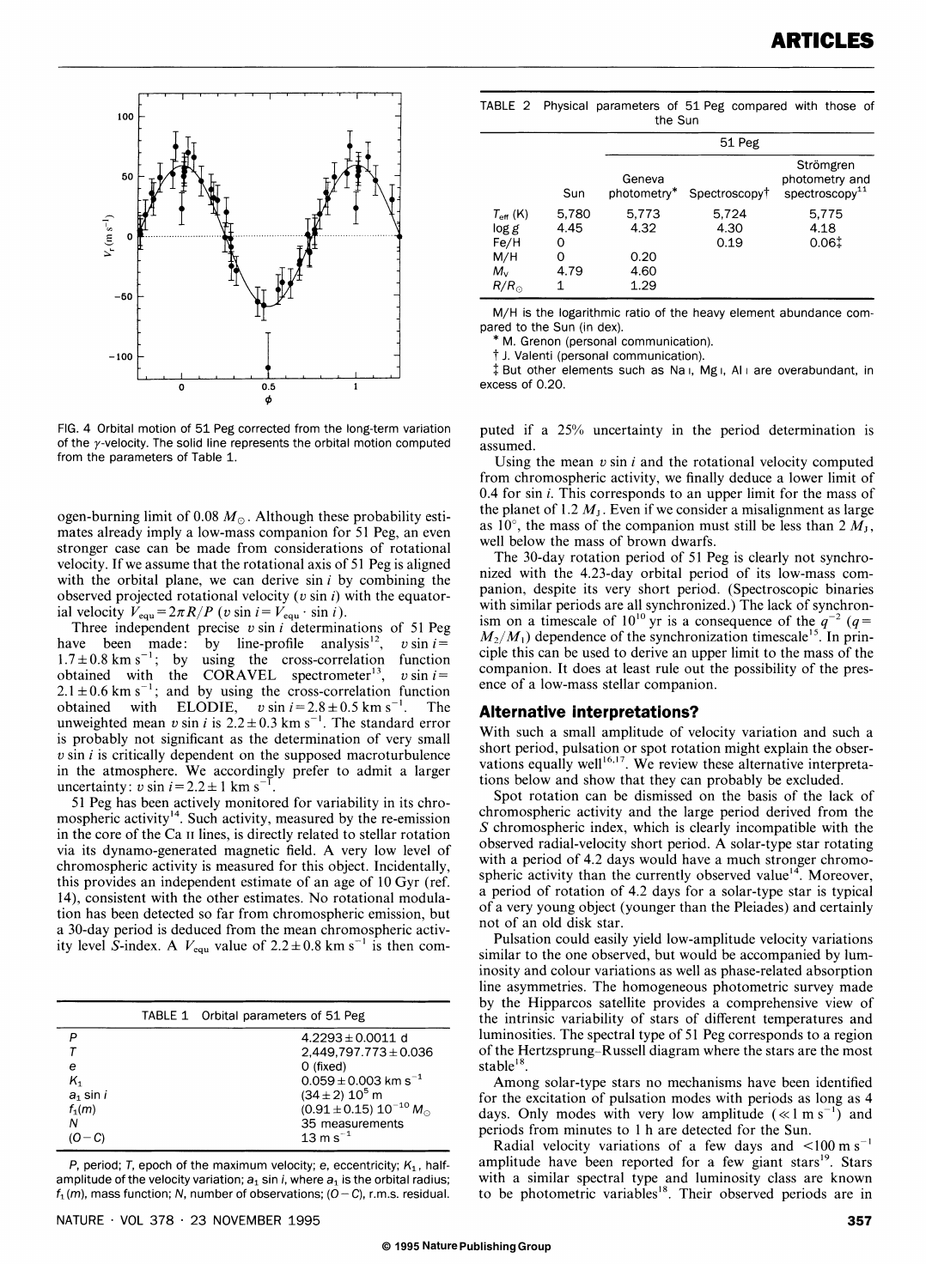FIG. 4 Orbital motion of 51 Peg corrected from the long-term variation of the $\gamma$-velocity. The solid line represents the orbital motion computed from the parameters of Table 1.

ogen-burning limit of 0.08 $M_\odot$. Although these probability estimates already imply a low-mass companion for 51 Peg, an even stronger case can be made from considerations of rotational velocity. If we assume that the rotational axis of 51 Peg is aligned with the orbital plane, we can derive $\sin i$ by combining the observed projected rotational velocity ($v \sin i$) with the equatorial velocity $V_{equ} = 2\pi R/P$ ($v \sin i = V_{equ} \cdot \sin i$).

Three independent precise $v \sin i$ determinations of 51 Peg have been made: by line-profile analysis[12], $v \sin i = 1.7 \pm 0.8$ km s$^{-1}$; by using the cross-correlation function obtained with the CORAVEL spectrometer[13], $v \sin i = 2.1 \pm 0.6$ km s$^{-1}$; and by using the cross-correlation function obtained with ELODIE, $v \sin i = 2.8 \pm 0.5$ km s$^{-1}$. The unweighted mean $v \sin i$ is $2.2 \pm 0.3$ km s$^{-1}$. The standard error is probably not significant as the determination of very small $v \sin i$ is critically dependent on the supposed macroturbulence in the atmosphere. We accordingly prefer to admit a larger uncertainty: $v \sin i = 2.2 \pm 1$ km s$^{-1}$.

51 Peg has been actively monitored for variability in its chromospheric activity[14]. Such activity, measured by the re-emission in the core of the Ca II lines, is directly related to stellar rotation via its dynamo-generated magnetic field. A very low level of chromospheric activity is measured for this object. Incidentally, this provides an independent estimate of an age of 10 Gyr (ref. 14), consistent with the other estimates. No rotational modulation has been detected so far from chromospheric emission, but a 30-day period is deduced from the mean chromospheric activity level $S$-index. A $V_{equ}$ value of $2.2 \pm 0.8$ km s$^{-1}$ is then computed if a 25% uncertainty in the period determination is assumed.

TABLE 1 Orbital parameters of 51 Peg

| | |
|---|---|
| $P$ | $4.2293 \pm 0.0011$ d |
| $T$ | $2{,}449{,}797.773 \pm 0.036$ |
| $e$ | 0 (fixed) |
| $K_1$ | $0.059 \pm 0.003$ km s$^{-1}$ |
| $a_1 \sin i$ | $(34 \pm 2)\ 10^5$ m |
| $f_1(m)$ | $(0.91 \pm 0.15)\ 10^{-10}\ M_\odot$ |
| $N$ | 35 measurements |
| $(O-C)$ | 13 m s$^{-1}$ |

$P$, period; $T$, epoch of the maximum velocity; $e$, eccentricity; $K_1$, half-amplitude of the velocity variation; $a_1 \sin i$, where $a_1$ is the orbital radius; $f_1(m)$, mass function; $N$, number of observations; $(O-C)$, r.m.s. residual.

TABLE 2 Physical parameters of 51 Peg compared with those of the Sun

| | | 51 Peg | | |
|---|---|---|---|---|
| | Sun | Geneva photometry* | Spectroscopy† | Strömgren photometry and spectroscopy[11] |
| $T_{eff}$ (K) | 5,780 | 5,773 | 5,724 | 5,775 |
| log $g$ | 4.45 | 4.32 | 4.30 | 4.18 |
| Fe/H | 0 | | 0.19 | 0.06‡ |
| M/H | 0 | 0.20 | | |
| $M_v$ | 4.79 | 4.60 | | |
| $R/R_\odot$ | 1 | 1.29 | | |

M/H is the logarithmic ratio of the heavy element abundance compared to the Sun (in dex).
\* M. Grenon (personal communication).
† J. Valenti (personal communication).
‡ But other elements such as Na I, Mg I, Al I are overabundant, in excess of 0.20.

Using the mean $v \sin i$ and the rotational velocity computed from chromospheric activity, we finally deduce a lower limit of 0.4 for $\sin i$. This corresponds to an upper limit for the mass of the planet of 1.2 $M_J$. Even if we consider a misalignment as large as 10°, the mass of the companion must still be less than 2 $M_J$, well below the mass of brown dwarfs.

The 30-day rotation period of 51 Peg is clearly not synchronized with the 4.23-day orbital period of its low-mass companion, despite its very short period. (Spectroscopic binaries with similar periods are all synchronized.) The lack of synchronism on a timescale of $10^{10}$ yr is a consequence of the $q^{-2}$ ($q = M_2/M_1$) dependence of the synchronization timescale[15]. In principle this can be used to derive an upper limit to the mass of the companion. It does at least rule out the possibility of the presence of a low-mass stellar companion.

## Alternative interpretations?

With such a small amplitude of velocity variation and such a short period, pulsation or spot rotation might explain the observations equally well[16,17]. We review these alternative interpretations below and show that they can probably be excluded.

Spot rotation can be dismissed on the basis of the lack of chromospheric activity and the large period derived from the $S$ chromospheric index, which is clearly incompatible with the observed radial-velocity short period. A solar-type star rotating with a period of 4.2 days would have a much stronger chromospheric activity than the currently observed value[14]. Moreover, a period of rotation of 4.2 days for a solar-type star is typical of a very young object (younger than the Pleiades) and certainly not of an old disk star.

Pulsation could easily yield low-amplitude velocity variations similar to the one observed, but would be accompanied by luminosity and colour variations as well as phase-related absorption line asymmetries. The homogeneous photometric survey made by the Hipparcos satellite provides a comprehensive view of the intrinsic variability of stars of different temperatures and luminosities. The spectral type of 51 Peg corresponds to a region of the Hertzsprung–Russell diagram where the stars are the most stable[18].

Among solar-type stars no mechanisms have been identified for the excitation of pulsation modes with periods as long as 4 days. Only modes with very low amplitude ($\ll 1$ m s$^{-1}$) and periods from minutes to 1 h are detected for the Sun.

Radial velocity variations of a few days and $<100$ m s$^{-1}$ amplitude have been reported for a few giant stars[19]. Stars with a similar spectral type and luminosity class are known to be photometric variables[18]. Their observed periods are in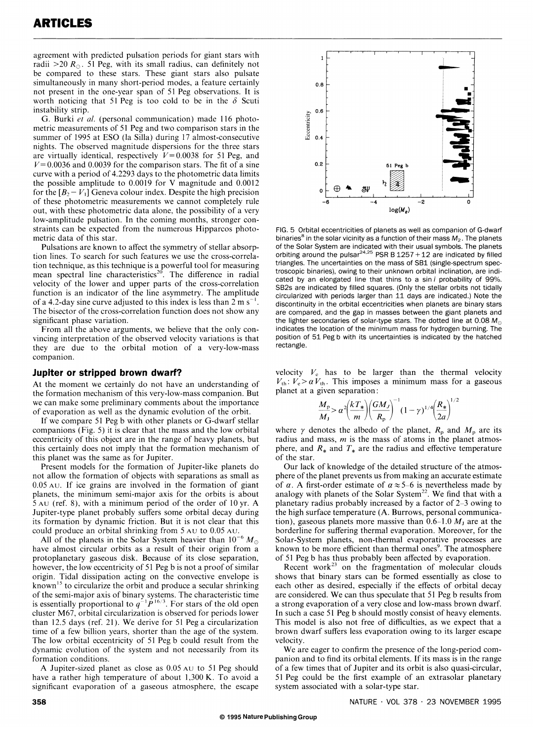agreement with predicted pulsation periods for giant stars with radii >20 $R_\odot$. 51 Peg, with its small radius, can definitely not be compared to these stars. These giant stars also pulsate simultaneously in many short-period modes, a feature certainly not present in the one-year span of 51 Peg observations. It is worth noticing that 51 Peg is too cold to be in the $\delta$ Scuti instability strip.

G. Burki *et al.* (personal communication) made 116 photometric measurements of 51 Peg and two comparison stars in the summer of 1995 at ESO (la Silla) during 17 almost-consecutive nights. The observed magnitude dispersions for the three stars are virtually identical, respectively $V = 0.0038$ for 51 Peg, and $V = 0.0036$ and 0.0039 for the comparison stars. The fit of a sine curve with a period of 4.2293 days to the photometric data limits the possible amplitude to 0.0019 for V magnitude and 0.0012 for the $[B_2 - V_1]$ Geneva colour index. Despite the high precision of these photometric measurements we cannot completely rule out, with these photometric data alone, the possibility of a very low-amplitude pulsation. In the coming months, stronger constraints can be expected from the numerous Hipparcos photometric data of this star.

Pulsations are known to affect the symmetry of stellar absorption lines. To search for such features we use the cross-correlation technique, as this technique is a powerful tool for measuring mean spectral line characteristics[20]. The difference in radial velocity of the lower and upper parts of the cross-correlation function is an indicator of the line asymmetry. The amplitude of a 4.2-day sine curve adjusted to this index is less than 2 m s$^{-1}$. The bisector of the cross-correlation function does not show any significant phase variation.

From all the above arguments, we believe that the only convincing interpretation of the observed velocity variations is that they are due to the orbital motion of a very-low-mass companion.

## Jupiter or stripped brown dwarf?

At the moment we certainly do not have an understanding of the formation mechanism of this very-low-mass companion. But we can make some preliminary comments about the importance of evaporation as well as the dynamic evolution of the orbit.

If we compare 51 Peg b with other planets or G-dwarf stellar companions (Fig. 5) it is clear that the mass and the low orbital eccentricity of this object are in the range of heavy planets, but this certainly does not imply that the formation mechanism of this planet was the same as for Jupiter.

Present models for the formation of Jupiter-like planets do not allow the formation of objects with separations as small as 0.05 AU. If ice grains are involved in the formation of giant planets, the minimum semi-major axis for the orbits is about 5 AU (ref. 8), with a minimum period of the order of 10 yr. A Jupiter-type planet probably suffers some orbital decay during its formation by dynamic friction. But it is not clear that this could produce an orbital shrinking from 5 AU to 0.05 AU.

All of the planets in the Solar System heavier than $10^{-6}$ $M_\odot$ have almost circular orbits as a result of their origin from a protoplanetary gaseous disk. Because of its close separation, however, the low eccentricity of 51 Peg b is not a proof of similar origin. Tidal dissipation acting on the convective envelope is known[15] to circularize the orbit and produce a secular shrinking of the semi-major axis of binary systems. The characteristic time is essentially proportional to $q^{-1}P^{16/3}$. For stars of the old open cluster M67, orbital circularization is observed for periods lower than 12.5 days (ref. 21). We derive for 51 Peg a circularization time of a few billion years, shorter than the age of the system. The low orbital eccentricity of 51 Peg b could result from the dynamic evolution of the system and not necessarily from its formation conditions.

A Jupiter-sized planet as close as 0.05 AU to 51 Peg should have a rather high temperature of about 1,300 K. To avoid a significant evaporation of a gaseous atmosphere, the escape velocity $V_e$ has to be larger than the thermal velocity $V_{th}$: $V_e > \alpha V_{th}$. This imposes a minimum mass for a gaseous planet at a given separation:

$$\frac{M_p}{M_J} > \alpha^2\left(\frac{kT_*}{m}\right)\left(\frac{GM_J}{R_p}\right)^{-1}(1-\gamma)^{1/4}\left(\frac{R_*}{2a}\right)^{1/2}$$

where $\gamma$ denotes the albedo of the planet, $R_p$ and $M_p$ are its radius and mass, $m$ is the mass of atoms in the planet atmosphere, and $R_*$ and $T_*$ are the radius and effective temperature of the star.

Our lack of knowledge of the detailed structure of the atmosphere of the planet prevents us from making an accurate estimate of $\alpha$. A first-order estimate of $\alpha \approx 5$–6 is nevertheless made by analogy with planets of the Solar System[22]. We find that with a planetary radius probably increased by a factor of 2–3 owing to the high surface temperature (A. Burrows, personal communication), gaseous planets more massive than 0.6–1.0 $M_J$ are at the borderline for suffering thermal evaporation. Moreover, for the Solar-System planets, non-thermal evaporative processes are known to be more efficient than thermal ones[9]. The atmosphere of 51 Peg b has thus probably been affected by evaporation.

Recent work[23] on the fragmentation of molecular clouds shows that binary stars can be formed essentially as close to each other as desired, especially if the effects of orbital decay are considered. We can thus speculate that 51 Peg b results from a strong evaporation of a very close and low-mass brown dwarf. In such a case 51 Peg b should mostly consist of heavy elements. This model is also not free of difficulties, as we expect that a brown dwarf suffers less evaporation owing to its larger escape velocity.

We are eager to confirm the presence of the long-period companion and to find its orbital elements. If its mass is in the range of a few times that of Jupiter and its orbit is also quasi-circular, 51 Peg could be the first example of an extrasolar planetary system associated with a solar-type star.

FIG. 5 Orbital eccentricities of planets as well as companion of G-dwarf binaries[8] in the solar vicinity as a function of their mass $M_2$. The planets of the Solar System are indicated with their usual symbols. The planets orbiting around the pulsar[24,25] PSR B 1257+12 are indicated by filled triangles. The uncertainties on the mass of SB1 (single-spectrum spectroscopic binaries), owing to their unknown orbital inclination, are indicated by an elongated line that thins to a sin $i$ probability of 99%. SB2s are indicated by filled squares. (Only the stellar orbits not tidally circularized with periods larger than 11 days are indicated.) Note the discontinuity in the orbital eccentricities when planets are binary stars are compared, and the gap in masses between the giant planets and the lighter secondaries of solar-type stars. The dotted line at 0.08 $M_\odot$ indicates the location of the minimum mass for hydrogen burning. The position of 51 Peg b with its uncertainties is indicated by the hatched rectangle.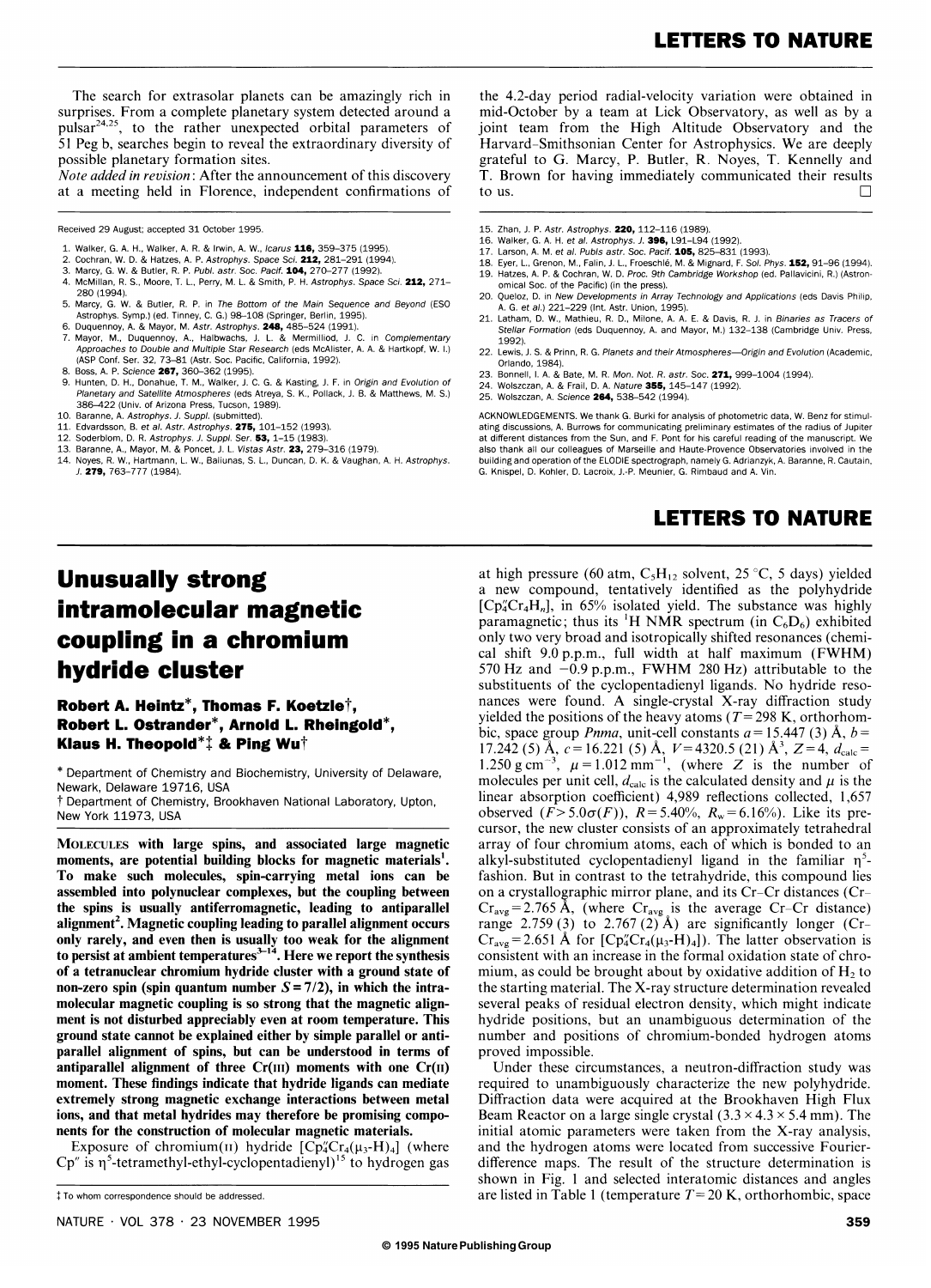The search for extrasolar planets can be amazingly rich in surprises. From a complete planetary system detected around a pulsar[24,25], to the rather unexpected orbital parameters of 51 Peg b, searches begin to reveal the extraordinary diversity of possible planetary formation sites.

*Note added in revision*: After the announcement of this discovery at a meeting held in Florence, independent confirmations of the 4.2-day period radial-velocity variation were obtained in mid-October by a team at Lick Observatory, as well as by a joint team from the High Altitude Observatory and the Harvard–Smithsonian Center for Astrophysics. We are deeply grateful to G. Marcy, P. Butler, R. Noyes, T. Kennelly and T. Brown for having immediately communicated their results to us. □

Received 29 August; accepted 31 October 1995.

1. Walker, G. A. H., Walker, A. R. & Irwin, A. W., *Icarus* **116**, 359–375 (1995).
2. Cochran, W. D. & Hatzes, A. P. *Astrophys. Space Sci.* **212**, 281–291 (1994).
3. Marcy, G. W. & Butler, R. P. *Publ. astr. Soc. Pacif.* **104**, 270–277 (1992).
4. McMillan, R. S., Moore, T. L., Perry, M. L. & Smith, P. H. *Astrophys. Space Sci.* **212**, 271–280 (1994).
5. Marcy, G. W. & Butler, R. P. in *The Bottom of the Main Sequence and Beyond* (ESO Astrophys. Symp.) (ed. Tinney, C. G.) 98–108 (Springer, Berlin, 1995).
6. Duquennoy, A. & Mayor, M. *Astr. Astrophys.* **248**, 485–524 (1991).
7. Mayor, M., Duquennoy, A., Halbwachs, J. L. & Mermilliod, J. C. in *Complementary Approaches to Double and Multiple Star Research* (eds McAlister, A. A. & Hartkopf, W. I.) (ASP Conf. Ser. 32, 73–81 (Astr. Soc. Pacific, California, 1992).
8. Boss, A. P. *Science* **267**, 360–362 (1995).
9. Hunten, D. H., Donahue, T. M., Walker, J. C. G. & Kasting, J. F. in *Origin and Evolution of Planetary and Satellite Atmospheres* (eds Atreya, S. K., Pollack, J. B. & Matthews, M. S.) 386–422 (Univ. of Arizona Press, Tucson, 1989).
10. Baranne, A. *Astrophys. J. Suppl.* (submitted).
11. Edvardsson, B. *et al. Astr. Astrophys.* **275**, 101–152 (1993).
12. Soderblom, D. R. *Astrophys. J. Suppl. Ser.* **53**, 1–15 (1983).
13. Baranne, A., Mayor, M. & Poncet, J. L. *Vistas Astr.* **23**, 279–316 (1979).
14. Noyes, R. W., Hartmann, L. W., Baliunas, S. L., Duncan, D. K. & Vaughan, A. H. *Astrophys. J.* **279**, 763–777 (1984).
15. Zhan, J. P. *Astr. Astrophys.* **220**, 112–116 (1989).
16. Walker, G. A. H. *et al. Astrophys. J.* **396**, L91–L94 (1992).
17. Larson, A. M. *et al. Publs astr. Soc. Pacif.* **105**, 825–831 (1993).
18. Eyer, L., Grenon, M., Falin, J. L., Froeschlé, M. & Mignard, F. *Sol. Phys.* **152**, 91–96 (1994).
19. Hatzes, A. P. & Cochran, W. D. *Proc. 9th Cambridge Workshop* (ed. Pallavicini, R.) (Astronomical Soc. of the Pacific) (in the press).
20. Queloz, D. in *New Developments in Array Technology and Applications* (eds Davis Philip, A. G. *et al.*) 221–229 (Int. Astr. Union, 1995).
21. Latham, D. W., Mathieu, R. D., Milone, A. A. E. & Davis, R. J. in *Binaries as Tracers of Stellar Formation* (eds Duquennoy, A. and Mayor, M.) 132–138 (Cambridge Univ. Press, 1992).
22. Lewis, J. S. & Prinn, R. G. *Planets and their Atmospheres—Origin and Evolution* (Academic, Orlando, 1984).
23. Bonnell, I. A. & Bate, M. R. *Mon. Not. R. astr. Soc.* **271**, 999–1004 (1994).
24. Wolszczan, A. & Frail, D. A. *Nature* **355**, 145–147 (1992).
25. Wolszczan, A. *Science* **264**, 538–542 (1994).

ACKNOWLEDGEMENTS. We thank G. Burki for analysis of photometric data, W. Benz for stimulating discussions, A. Burrows for communicating preliminary estimates of the radius of Jupiter at different distances from the Sun, and F. Pont for his careful reading of the manuscript. We also thank all our colleagues of Marseille and Haute-Provence Observatories involved in the building and operation of the ELODIE spectrograph, namely G. Adrianzyk, A. Baranne, R. Cautain, G. Knispel, D. Kohler, D. Lacroix, J.-P. Meunier, G. Rimbaud and A. Vin.

# Unusually strong intramolecular magnetic coupling in a chromium hydride cluster

**Robert A. Heintz\*, Thomas F. Koetzle†, Robert L. Ostrander\*, Arnold L. Rheingold\*, Klaus H. Theopold\*‡ & Ping Wu†**

\* Department of Chemistry and Biochemistry, University of Delaware, Newark, Delaware 19716, USA

† Department of Chemistry, Brookhaven National Laboratory, Upton, New York 11973, USA

**MOLECULES with large spins, and associated large magnetic moments, are potential building blocks for magnetic materials[1]. To make such molecules, spin-carrying metal ions can be assembled into polynuclear complexes, but the coupling between the spins is usually antiferromagnetic, leading to antiparallel alignment[2]. Magnetic coupling leading to parallel alignment occurs only rarely, and even then is usually too weak for the alignment to persist at ambient temperatures[3–14]. Here we report the synthesis of a tetranuclear chromium hydride cluster with a ground state of non-zero spin (spin quantum number $S = 7/2$), in which the intramolecular magnetic coupling is so strong that the magnetic alignment is not disturbed appreciably even at room temperature. This ground state cannot be explained either by simple parallel or antiparallel alignment of spins, but can be understood in terms of antiparallel alignment of three Cr(III) moments with one Cr(II) moment. These findings indicate that hydride ligands can mediate extremely strong magnetic exchange interactions between metal ions, and that metal hydrides may therefore be promising components for the construction of molecular magnetic materials.**

Exposure of chromium(II) hydride $[Cp''_4Cr_4(\mu_3\text{-}H)_4]$ (where $Cp''$ is $\eta^5$-tetramethyl-ethyl-cyclopentadienyl)[15] to hydrogen gas at high pressure (60 atm, $C_5H_{12}$ solvent, 25 °C, 5 days) yielded a new compound, tentatively identified as the polyhydride $[Cp''_4Cr_4H_n]$, in 65% isolated yield. The substance was highly paramagnetic; thus its $^1H$ NMR spectrum (in $C_6D_6$) exhibited only two very broad and isotropically shifted resonances (chemical shift 9.0 p.p.m., full width at half maximum (FWHM) 570 Hz and −0.9 p.p.m., FWHM 280 Hz) attributable to the substituents of the cyclopentadienyl ligands. No hydride resonances were found. A single-crystal X-ray diffraction study yielded the positions of the heavy atoms ($T = 298$ K, orthorhombic, space group *Pnma*, unit-cell constants $a = 15.447$ (3) Å, $b = 17.242$ (5) Å, $c = 16.221$ (5) Å, $V = 4320.5$ (21) Å$^3$, $Z = 4$, $d_{calc} = 1.250$ g cm$^{-3}$, $\mu = 1.012$ mm$^{-1}$, (where $Z$ is the number of molecules per unit cell, $d_{calc}$ is the calculated density and $\mu$ is the linear absorption coefficient) 4,989 reflections collected, 1,657 observed ($F > 5.0\sigma(F)$), $R = 5.40\%$, $R_w = 6.16\%$). Like its precursor, the new cluster consists of an approximately tetrahedral array of four chromium atoms, each of which is bonded to an alkyl-substituted cyclopentadienyl ligand in the familiar $\eta^5$-fashion. But in contrast to the tetrahydride, this compound lies on a crystallographic mirror plane, and its Cr–Cr distances (Cr–$Cr_{avg} = 2.765$ Å, (where $Cr_{avg}$ is the average Cr–Cr distance) range 2.759 (3) to 2.767 (2) Å) are significantly longer (Cr–$Cr_{avg} = 2.651$ Å for $[Cp''_4Cr_4(\mu_3\text{-}H)_4]$). The latter observation is consistent with an increase in the formal oxidation state of chromium, as could be brought about by oxidative addition of $H_2$ to the starting material. The X-ray structure determination revealed several peaks of residual electron density, which might indicate hydride positions, but an unambiguous determination of the number and positions of chromium-bonded hydrogen atoms proved impossible.

Under these circumstances, a neutron-diffraction study was required to unambiguously characterize the new polyhydride. Diffraction data were acquired at the Brookhaven High Flux Beam Reactor on a large single crystal (3.3 × 4.3 × 5.4 mm). The initial atomic parameters were taken from the X-ray analysis, and the hydrogen atoms were located from successive Fourier-difference maps. The result of the structure determination is shown in Fig. 1 and selected interatomic distances and angles are listed in Table 1 (temperature $T = 20$ K, orthorhombic, space

‡ To whom correspondence should be addressed.